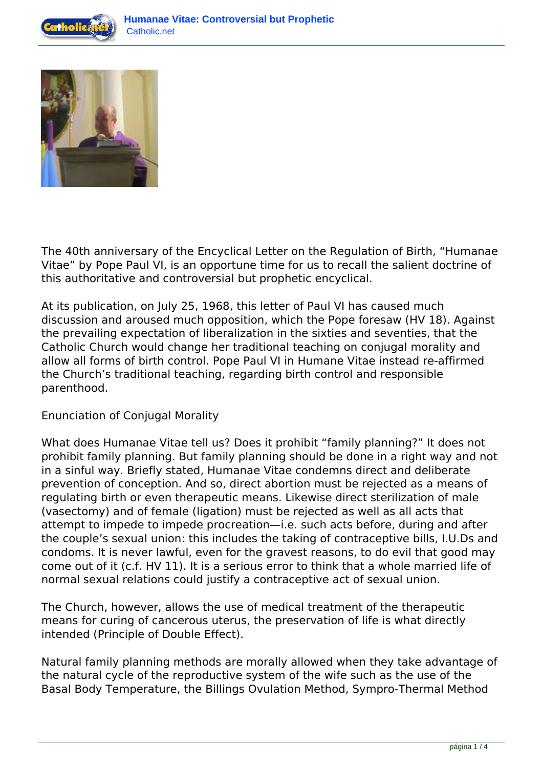The 40th anniversary of the Encyclical Letter on the Regulation of Birth, “Humanae Vitae” by Pope Paul VI, is an opportune time for us to recall the salient doctrine of this authoritative and controversial but prophetic encyclical.

At its publication, on July 25, 1968, this letter of Paul VI has caused much discussion and aroused much opposition, which the Pope foresaw (HV 18). Against the prevailing expectation of liberalization in the sixties and seventies, that the Catholic Church would change her traditional teaching on conjugal morality and allow all forms of birth control. Pope Paul VI in Humane Vitae instead re-affirmed the Church’s traditional teaching, regarding birth control and responsible parenthood.

## Enunciation of Conjugal Morality

What does Humanae Vitae tell us? Does it prohibit “family planning?” It does not prohibit family planning. But family planning should be done in a right way and not in a sinful way. Briefly stated, Humanae Vitae condemns direct and deliberate prevention of conception. And so, direct abortion must be rejected as a means of regulating birth or even therapeutic means. Likewise direct sterilization of male (vasectomy) and of female (ligation) must be rejected as well as all acts that attempt to impede to impede procreation—i.e. such acts before, during and after the couple’s sexual union: this includes the taking of contraceptive bills, I.U.Ds and condoms. It is never lawful, even for the gravest reasons, to do evil that good may come out of it (c.f. HV 11). It is a serious error to think that a whole married life of normal sexual relations could justify a contraceptive act of sexual union.

The Church, however, allows the use of medical treatment of the therapeutic means for curing of cancerous uterus, the preservation of life is what directly intended (Principle of Double Effect).

Natural family planning methods are morally allowed when they take advantage of the natural cycle of the reproductive system of the wife such as the use of the Basal Body Temperature, the Billings Ovulation Method, Sympro-Thermal Method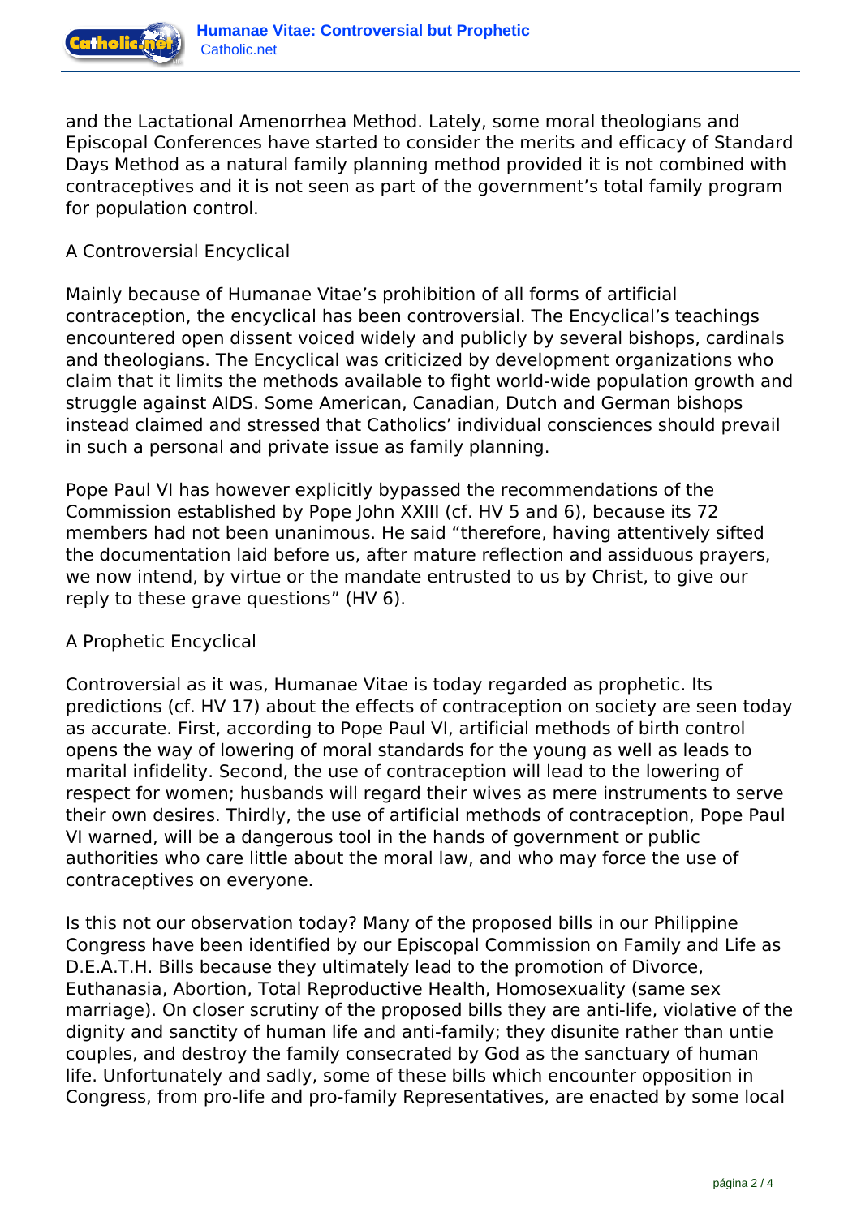and the Lactational Amenorrhea Method. Lately, some moral theologians and Episcopal Conferences have started to consider the merits and efficacy of Standard Days Method as a natural family planning method provided it is not combined with contraceptives and it is not seen as part of the government's total family program for population control.

## A Controversial Encyclical

Mainly because of Humanae Vitae's prohibition of all forms of artificial contraception, the encyclical has been controversial. The Encyclical's teachings encountered open dissent voiced widely and publicly by several bishops, cardinals and theologians. The Encyclical was criticized by development organizations who claim that it limits the methods available to fight world-wide population growth and struggle against AIDS. Some American, Canadian, Dutch and German bishops instead claimed and stressed that Catholics' individual consciences should prevail in such a personal and private issue as family planning.

Pope Paul VI has however explicitly bypassed the recommendations of the Commission established by Pope John XXIII (cf. HV 5 and 6), because its 72 members had not been unanimous. He said "therefore, having attentively sifted the documentation laid before us, after mature reflection and assiduous prayers, we now intend, by virtue or the mandate entrusted to us by Christ, to give our reply to these grave questions" (HV 6).

## A Prophetic Encyclical

Controversial as it was, Humanae Vitae is today regarded as prophetic. Its predictions (cf. HV 17) about the effects of contraception on society are seen today as accurate. First, according to Pope Paul VI, artificial methods of birth control opens the way of lowering of moral standards for the young as well as leads to marital infidelity. Second, the use of contraception will lead to the lowering of respect for women; husbands will regard their wives as mere instruments to serve their own desires. Thirdly, the use of artificial methods of contraception, Pope Paul VI warned, will be a dangerous tool in the hands of government or public authorities who care little about the moral law, and who may force the use of contraceptives on everyone.

Is this not our observation today? Many of the proposed bills in our Philippine Congress have been identified by our Episcopal Commission on Family and Life as D.E.A.T.H. Bills because they ultimately lead to the promotion of Divorce, Euthanasia, Abortion, Total Reproductive Health, Homosexuality (same sex marriage). On closer scrutiny of the proposed bills they are anti-life, violative of the dignity and sanctity of human life and anti-family; they disunite rather than untie couples, and destroy the family consecrated by God as the sanctuary of human life. Unfortunately and sadly, some of these bills which encounter opposition in Congress, from pro-life and pro-family Representatives, are enacted by some local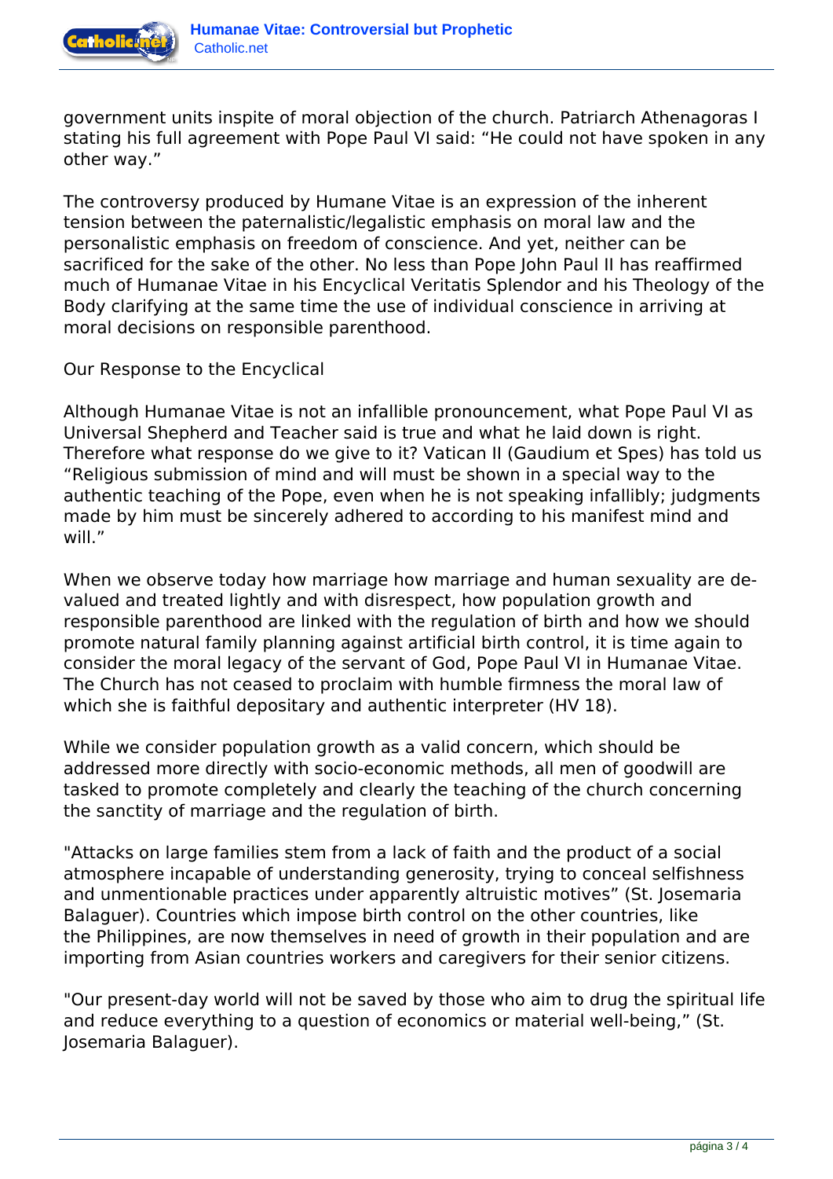government units inspite of moral objection of the church. Patriarch Athenagoras I stating his full agreement with Pope Paul VI said: "He could not have spoken in any other way."

The controversy produced by Humane Vitae is an expression of the inherent tension between the paternalistic/legalistic emphasis on moral law and the personalistic emphasis on freedom of conscience. And yet, neither can be sacrificed for the sake of the other. No less than Pope John Paul II has reaffirmed much of Humanae Vitae in his Encyclical Veritatis Splendor and his Theology of the Body clarifying at the same time the use of individual conscience in arriving at moral decisions on responsible parenthood.

Our Response to the Encyclical

Although Humanae Vitae is not an infallible pronouncement, what Pope Paul VI as Universal Shepherd and Teacher said is true and what he laid down is right. Therefore what response do we give to it? Vatican II (Gaudium et Spes) has told us "Religious submission of mind and will must be shown in a special way to the authentic teaching of the Pope, even when he is not speaking infallibly; judgments made by him must be sincerely adhered to according to his manifest mind and will."

When we observe today how marriage how marriage and human sexuality are de-valued and treated lightly and with disrespect, how population growth and responsible parenthood are linked with the regulation of birth and how we should promote natural family planning against artificial birth control, it is time again to consider the moral legacy of the servant of God, Pope Paul VI in Humanae Vitae. The Church has not ceased to proclaim with humble firmness the moral law of which she is faithful depositary and authentic interpreter (HV 18).

While we consider population growth as a valid concern, which should be addressed more directly with socio-economic methods, all men of goodwill are tasked to promote completely and clearly the teaching of the church concerning the sanctity of marriage and the regulation of birth.

"Attacks on large families stem from a lack of faith and the product of a social atmosphere incapable of understanding generosity, trying to conceal selfishness and unmentionable practices under apparently altruistic motives" (St. Josemaria Balaguer). Countries which impose birth control on the other countries, like the Philippines, are now themselves in need of growth in their population and are importing from Asian countries workers and caregivers for their senior citizens.

"Our present-day world will not be saved by those who aim to drug the spiritual life and reduce everything to a question of economics or material well-being," (St. Josemaria Balaguer).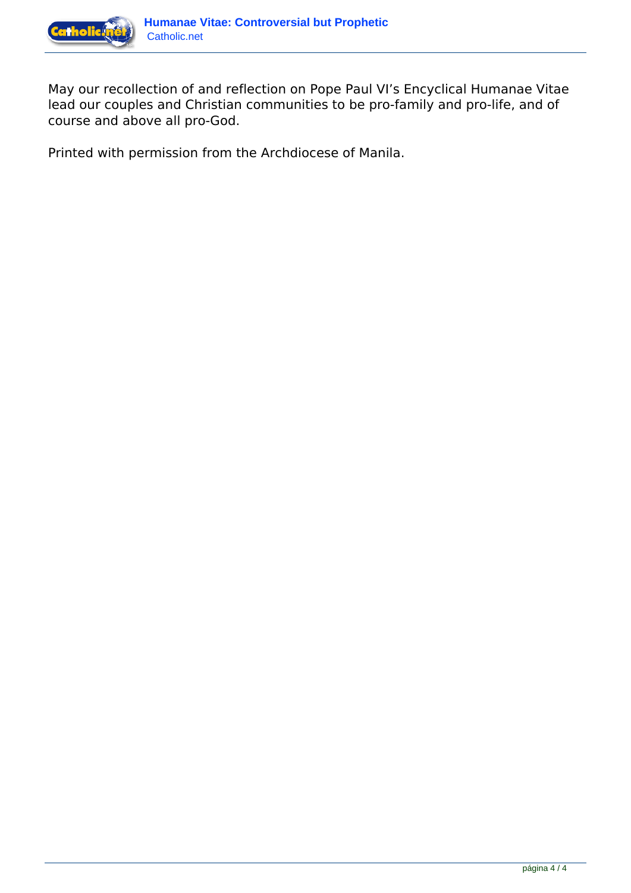May our recollection of and reflection on Pope Paul VI’s Encyclical Humanae Vitae lead our couples and Christian communities to be pro-family and pro-life, and of course and above all pro-God.

Printed with permission from the Archdiocese of Manila.